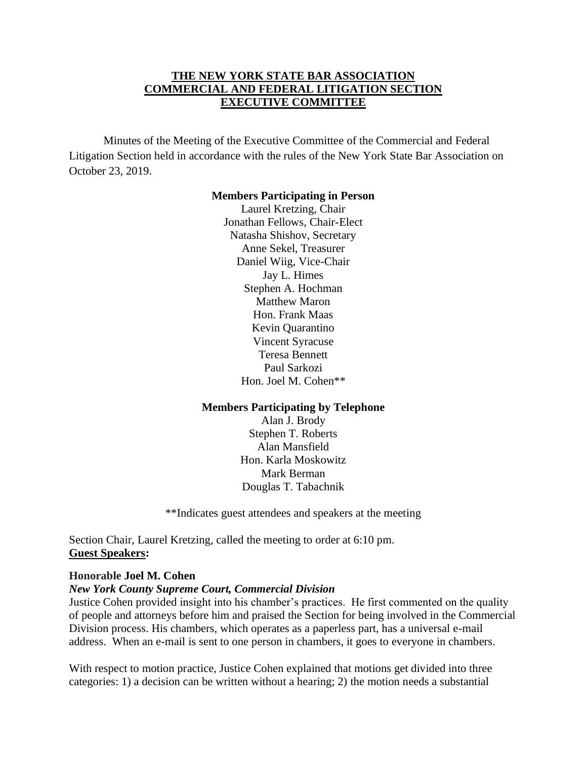**THE NEW YORK STATE BAR ASSOCIATION**
**COMMERCIAL AND FEDERAL LITIGATION SECTION**
**EXECUTIVE COMMITTEE**

Minutes of the Meeting of the Executive Committee of the Commercial and Federal Litigation Section held in accordance with the rules of the New York State Bar Association on October 23, 2019.

**Members Participating in Person**

Laurel Kretzing, Chair
Jonathan Fellows, Chair-Elect
Natasha Shishov, Secretary
Anne Sekel, Treasurer
Daniel Wiig, Vice-Chair
Jay L. Himes
Stephen A. Hochman
Matthew Maron
Hon. Frank Maas
Kevin Quarantino
Vincent Syracuse
Teresa Bennett
Paul Sarkozi
Hon. Joel M. Cohen**

**Members Participating by Telephone**

Alan J. Brody
Stephen T. Roberts
Alan Mansfield
Hon. Karla Moskowitz
Mark Berman
Douglas T. Tabachnik

**Indicates guest attendees and speakers at the meeting

Section Chair, Laurel Kretzing, called the meeting to order at 6:10 pm.

**Guest Speakers:**

**Honorable Joel M. Cohen**
***New York County Supreme Court, Commercial Division***

Justice Cohen provided insight into his chamber's practices. He first commented on the quality of people and attorneys before him and praised the Section for being involved in the Commercial Division process. His chambers, which operates as a paperless part, has a universal e-mail address. When an e-mail is sent to one person in chambers, it goes to everyone in chambers.

With respect to motion practice, Justice Cohen explained that motions get divided into three categories: 1) a decision can be written without a hearing; 2) the motion needs a substantial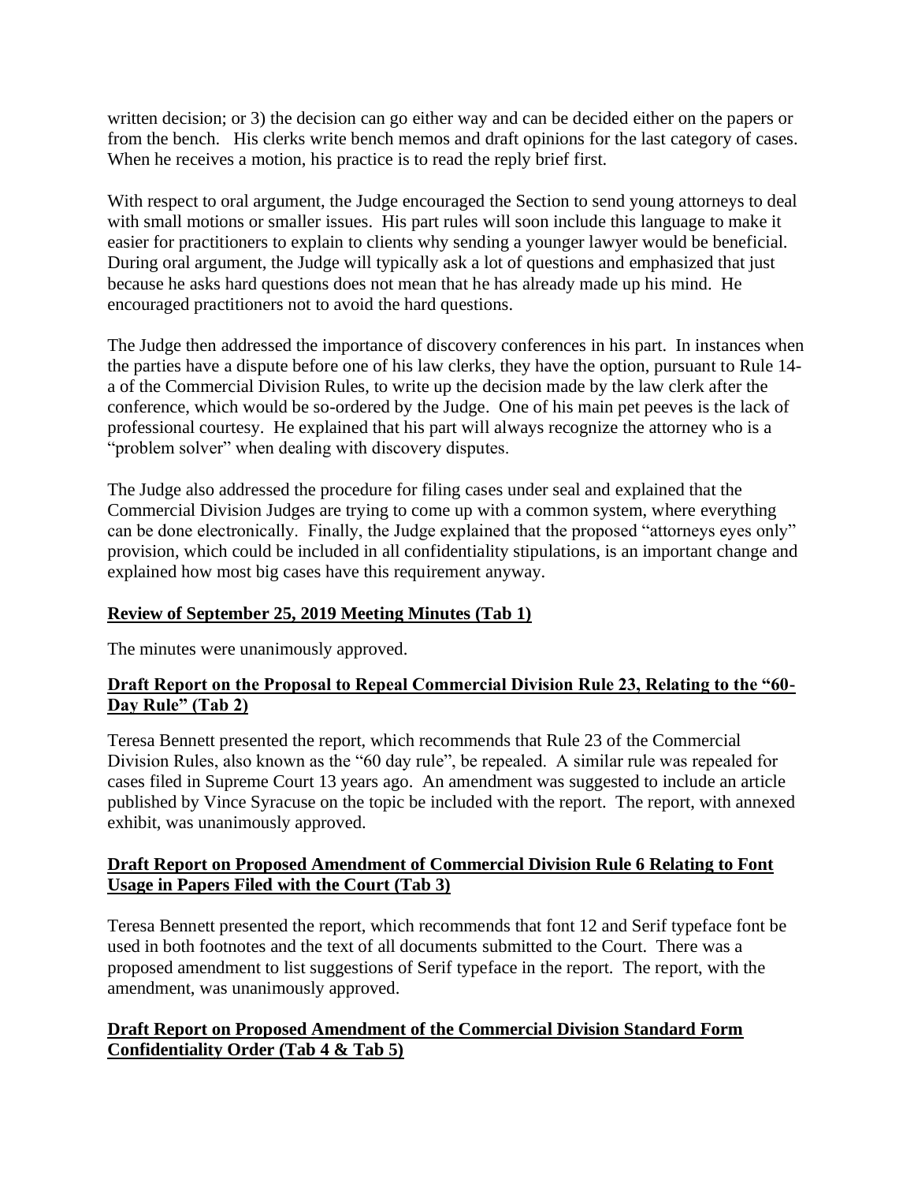written decision; or 3) the decision can go either way and can be decided either on the papers or from the bench. His clerks write bench memos and draft opinions for the last category of cases. When he receives a motion, his practice is to read the reply brief first.

With respect to oral argument, the Judge encouraged the Section to send young attorneys to deal with small motions or smaller issues. His part rules will soon include this language to make it easier for practitioners to explain to clients why sending a younger lawyer would be beneficial. During oral argument, the Judge will typically ask a lot of questions and emphasized that just because he asks hard questions does not mean that he has already made up his mind. He encouraged practitioners not to avoid the hard questions.

The Judge then addressed the importance of discovery conferences in his part. In instances when the parties have a dispute before one of his law clerks, they have the option, pursuant to Rule 14-a of the Commercial Division Rules, to write up the decision made by the law clerk after the conference, which would be so-ordered by the Judge. One of his main pet peeves is the lack of professional courtesy. He explained that his part will always recognize the attorney who is a "problem solver" when dealing with discovery disputes.

The Judge also addressed the procedure for filing cases under seal and explained that the Commercial Division Judges are trying to come up with a common system, where everything can be done electronically. Finally, the Judge explained that the proposed "attorneys eyes only" provision, which could be included in all confidentiality stipulations, is an important change and explained how most big cases have this requirement anyway.

**Review of September 25, 2019 Meeting Minutes (Tab 1)**

The minutes were unanimously approved.

**Draft Report on the Proposal to Repeal Commercial Division Rule 23, Relating to the "60-Day Rule" (Tab 2)**

Teresa Bennett presented the report, which recommends that Rule 23 of the Commercial Division Rules, also known as the "60 day rule", be repealed. A similar rule was repealed for cases filed in Supreme Court 13 years ago. An amendment was suggested to include an article published by Vince Syracuse on the topic be included with the report. The report, with annexed exhibit, was unanimously approved.

**Draft Report on Proposed Amendment of Commercial Division Rule 6 Relating to Font Usage in Papers Filed with the Court (Tab 3)**

Teresa Bennett presented the report, which recommends that font 12 and Serif typeface font be used in both footnotes and the text of all documents submitted to the Court. There was a proposed amendment to list suggestions of Serif typeface in the report. The report, with the amendment, was unanimously approved.

**Draft Report on Proposed Amendment of the Commercial Division Standard Form Confidentiality Order (Tab 4 & Tab 5)**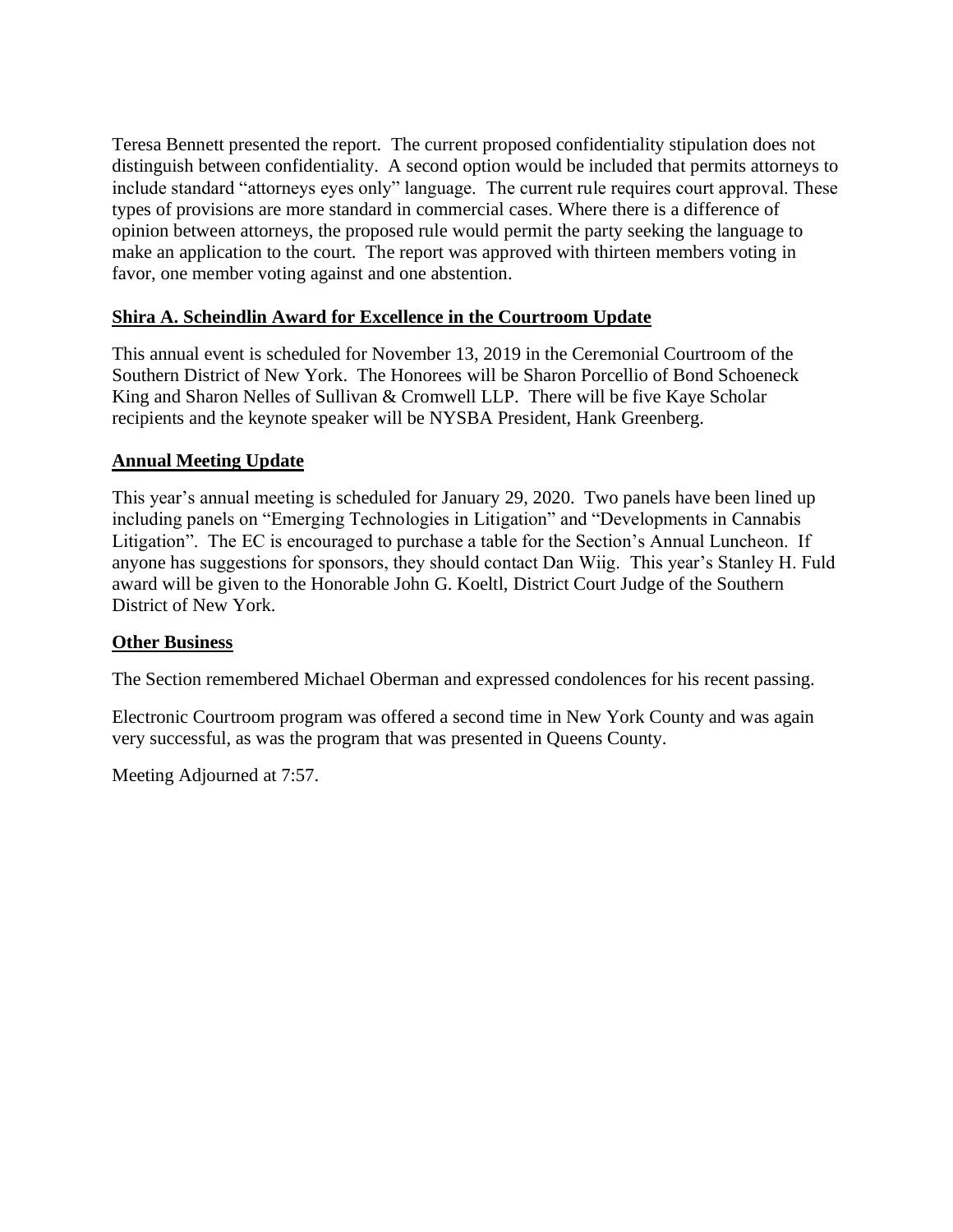Teresa Bennett presented the report. The current proposed confidentiality stipulation does not distinguish between confidentiality. A second option would be included that permits attorneys to include standard "attorneys eyes only" language. The current rule requires court approval. These types of provisions are more standard in commercial cases. Where there is a difference of opinion between attorneys, the proposed rule would permit the party seeking the language to make an application to the court. The report was approved with thirteen members voting in favor, one member voting against and one abstention.

**Shira A. Scheindlin Award for Excellence in the Courtroom Update**

This annual event is scheduled for November 13, 2019 in the Ceremonial Courtroom of the Southern District of New York. The Honorees will be Sharon Porcellio of Bond Schoeneck King and Sharon Nelles of Sullivan & Cromwell LLP. There will be five Kaye Scholar recipients and the keynote speaker will be NYSBA President, Hank Greenberg.

**Annual Meeting Update**

This year's annual meeting is scheduled for January 29, 2020. Two panels have been lined up including panels on "Emerging Technologies in Litigation" and "Developments in Cannabis Litigation". The EC is encouraged to purchase a table for the Section's Annual Luncheon. If anyone has suggestions for sponsors, they should contact Dan Wiig. This year's Stanley H. Fuld award will be given to the Honorable John G. Koeltl, District Court Judge of the Southern District of New York.

**Other Business**

The Section remembered Michael Oberman and expressed condolences for his recent passing.

Electronic Courtroom program was offered a second time in New York County and was again very successful, as was the program that was presented in Queens County.

Meeting Adjourned at 7:57.